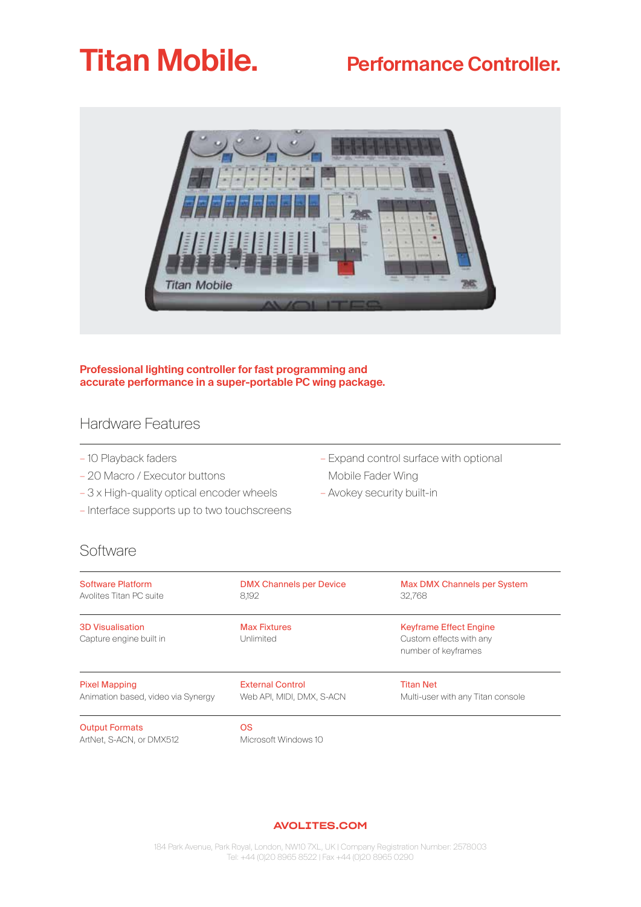# Titan Mobile.

## Performance Controller.

**Professional lighting controller for fast programming and accurate performance in a super-portable PC wing package.**

## Hardware Features

- 10 Playback faders
- 20 Macro / Executor buttons
- 3 x High-quality optical encoder wheels
- Interface supports up to two touchscreens
- Expand control surface with optional Mobile Fader Wing
- Avokey security built-in

## Software

| Software Platform | DMX Channels per Device | Max DMX Channels per System |
|---|---|---|
| Avolites Titan PC suite | 8,192 | 32,768 |
| **3D Visualisation** | **Max Fixtures** | **Keyframe Effect Engine** |
| Capture engine built in | Unlimited | Custom effects with any number of keyframes |
| **Pixel Mapping** | **External Control** | **Titan Net** |
| Animation based, video via Synergy | Web API, MIDI, DMX, S-ACN | Multi-user with any Titan console |
| **Output Formats** | **OS** | |
| ArtNet, S-ACN, or DMX512 | Microsoft Windows 10 | |

**AVOLITES.COM**

184 Park Avenue, Park Royal, London, NW10 7XL, UK | Company Registration Number: 2578003
Tel: +44 (0)20 8965 8522 | Fax +44 (0)20 8965 0290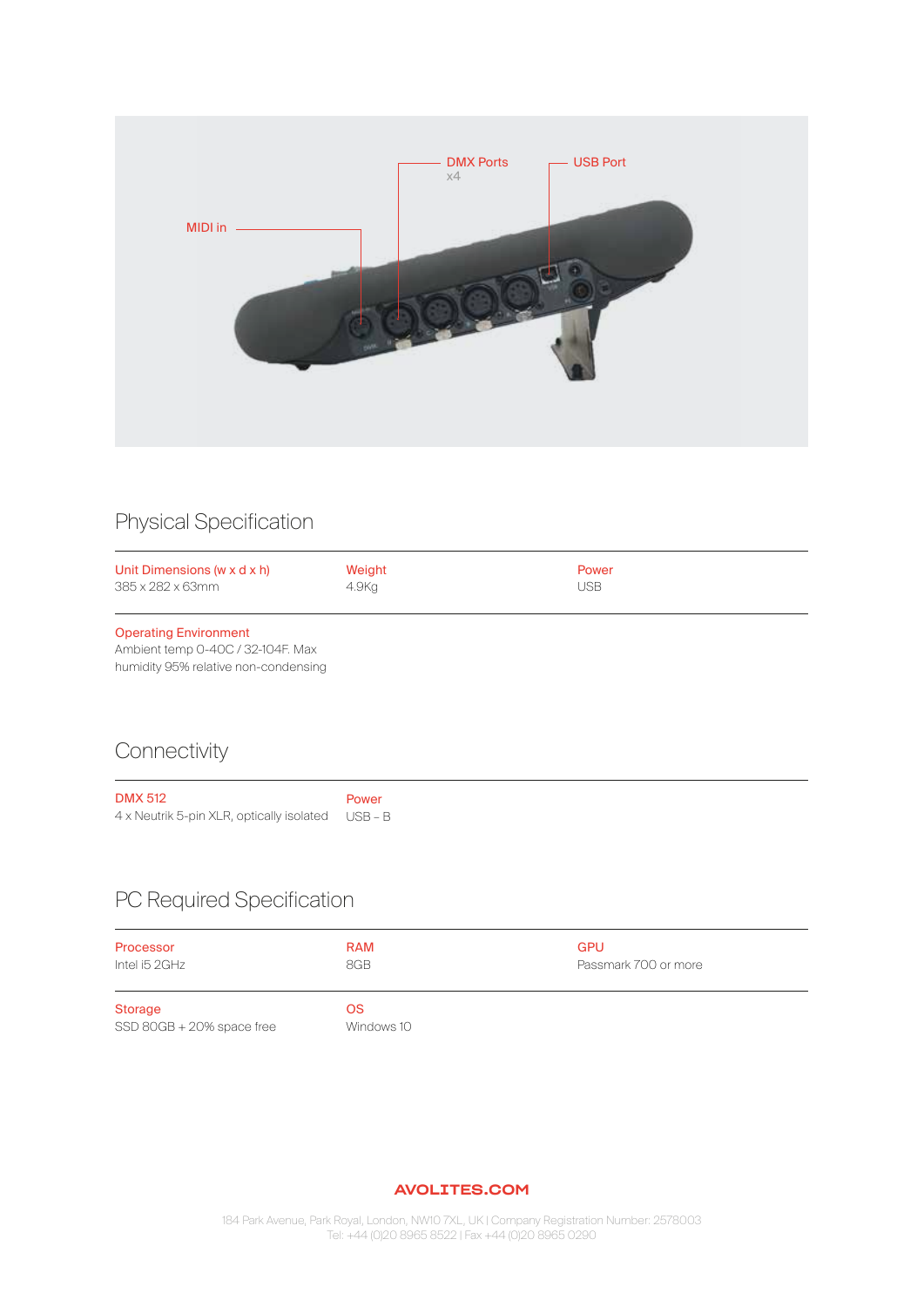MIDI in

DMX Ports
x4

USB Port

## Physical Specification

| | | |
|---|---|---|
| Unit Dimensions (w x d x h)<br>385 x 282 x 63mm | Weight<br>4.9Kg | Power<br>USB |
| Operating Environment<br>Ambient temp 0-40C / 32-104F. Max humidity 95% relative non-condensing | | |

## Connectivity

| | |
|---|---|
| DMX 512<br>4 x Neutrik 5-pin XLR, optically isolated | Power<br>USB – B |

## PC Required Specification

| | | |
|---|---|---|
| Processor<br>Intel i5 2GHz | RAM<br>8GB | GPU<br>Passmark 700 or more |
| Storage<br>SSD 80GB + 20% space free | OS<br>Windows 10 | |

**AVOLITES.COM**

184 Park Avenue, Park Royal, London, NW10 7XL, UK | Company Registration Number: 2578003
Tel: +44 (0)20 8965 8522 | Fax +44 (0)20 8965 0290